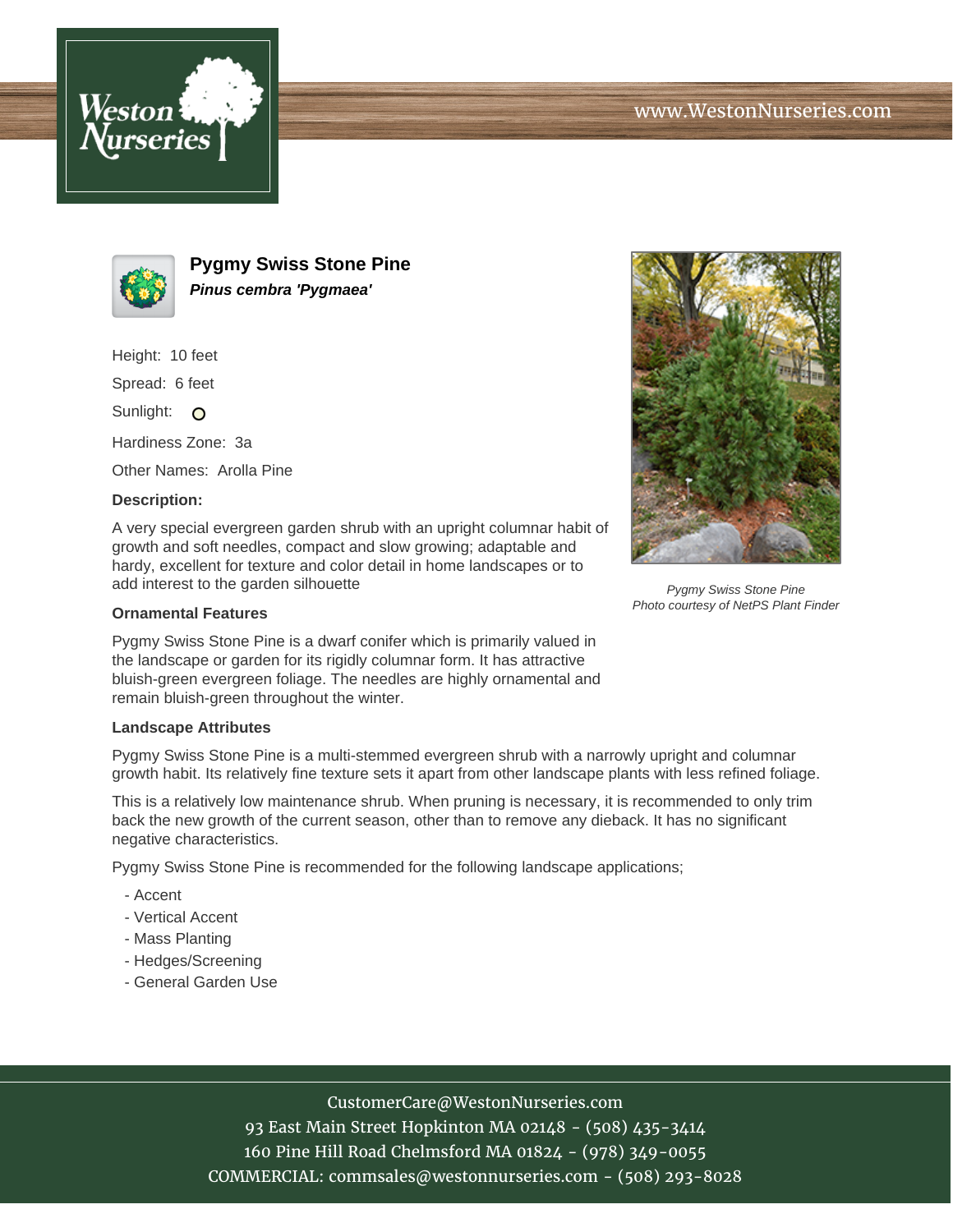# Pygmy Swiss Stone Pine

***Pinus cembra 'Pygmaea'***

Height: 10 feet

Spread: 6 feet

Sunlight: O

Hardiness Zone: 3a

Other Names: Arolla Pine

**Description:**

A very special evergreen garden shrub with an upright columnar habit of growth and soft needles, compact and slow growing; adaptable and hardy, excellent for texture and color detail in home landscapes or to add interest to the garden silhouette

*Pygmy Swiss Stone Pine*
*Photo courtesy of NetPS Plant Finder*

**Ornamental Features**

Pygmy Swiss Stone Pine is a dwarf conifer which is primarily valued in the landscape or garden for its rigidly columnar form. It has attractive bluish-green evergreen foliage. The needles are highly ornamental and remain bluish-green throughout the winter.

**Landscape Attributes**

Pygmy Swiss Stone Pine is a multi-stemmed evergreen shrub with a narrowly upright and columnar growth habit. Its relatively fine texture sets it apart from other landscape plants with less refined foliage.

This is a relatively low maintenance shrub. When pruning is necessary, it is recommended to only trim back the new growth of the current season, other than to remove any dieback. It has no significant negative characteristics.

Pygmy Swiss Stone Pine is recommended for the following landscape applications;

- Accent
- Vertical Accent
- Mass Planting
- Hedges/Screening
- General Garden Use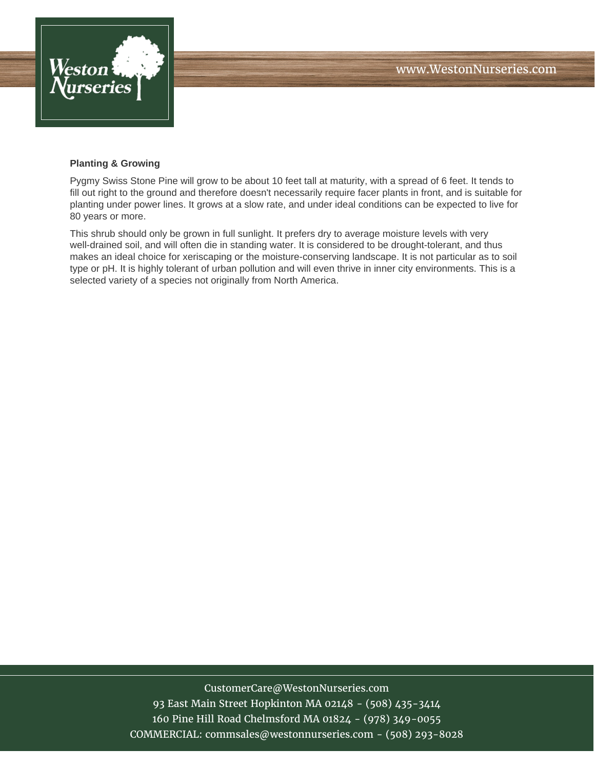**Planting & Growing**

Pygmy Swiss Stone Pine will grow to be about 10 feet tall at maturity, with a spread of 6 feet. It tends to fill out right to the ground and therefore doesn't necessarily require facer plants in front, and is suitable for planting under power lines. It grows at a slow rate, and under ideal conditions can be expected to live for 80 years or more.

This shrub should only be grown in full sunlight. It prefers dry to average moisture levels with very well-drained soil, and will often die in standing water. It is considered to be drought-tolerant, and thus makes an ideal choice for xeriscaping or the moisture-conserving landscape. It is not particular as to soil type or pH. It is highly tolerant of urban pollution and will even thrive in inner city environments. This is a selected variety of a species not originally from North America.